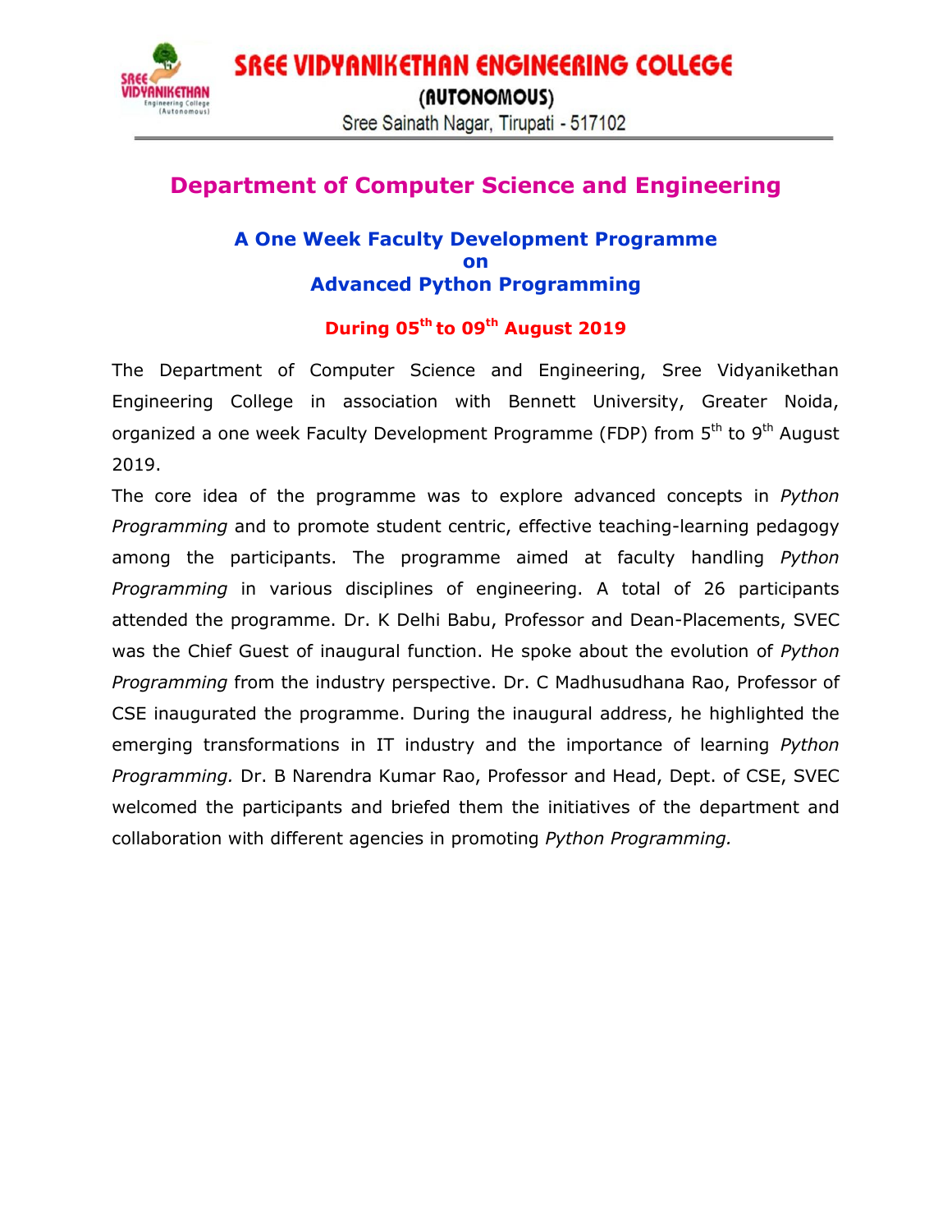# SREE VIDYANIKETHAN ENGINEERING COLLEGE

**(AUTONOMOUS)**

Sree Sainath Nagar, Tirupati - 517102

## Department of Computer Science and Engineering

### A One Week Faculty Development Programme on Advanced Python Programming

**During 05th to 09th August 2019**

The Department of Computer Science and Engineering, Sree Vidyanikethan Engineering College in association with Bennett University, Greater Noida, organized a one week Faculty Development Programme (FDP) from 5th to 9th August 2019.

The core idea of the programme was to explore advanced concepts in *Python Programming* and to promote student centric, effective teaching-learning pedagogy among the participants. The programme aimed at faculty handling *Python Programming* in various disciplines of engineering. A total of 26 participants attended the programme. Dr. K Delhi Babu, Professor and Dean-Placements, SVEC was the Chief Guest of inaugural function. He spoke about the evolution of *Python Programming* from the industry perspective. Dr. C Madhusudhana Rao, Professor of CSE inaugurated the programme. During the inaugural address, he highlighted the emerging transformations in IT industry and the importance of learning *Python Programming.* Dr. B Narendra Kumar Rao, Professor and Head, Dept. of CSE, SVEC welcomed the participants and briefed them the initiatives of the department and collaboration with different agencies in promoting *Python Programming.*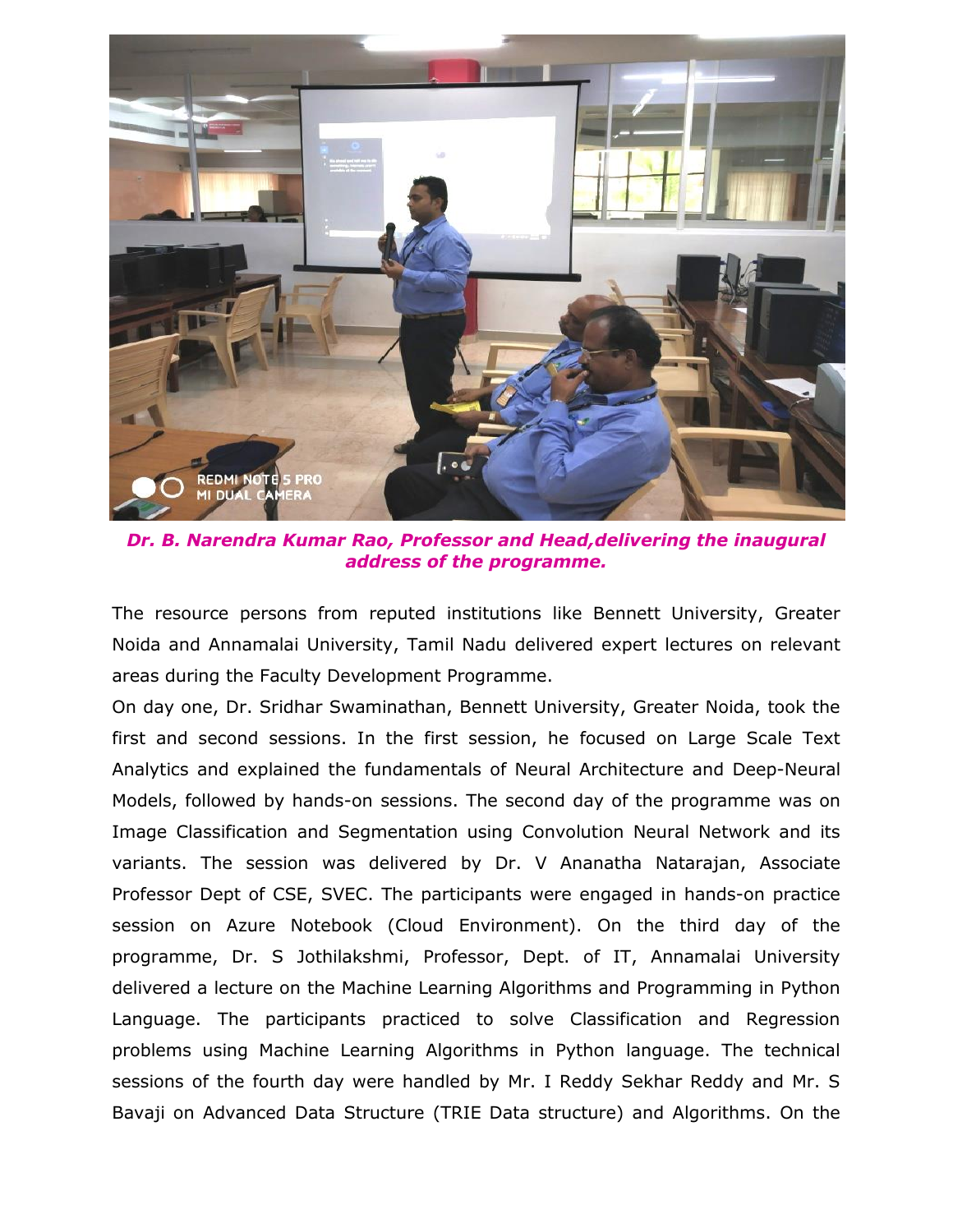*Dr. B. Narendra Kumar Rao, Professor and Head,delivering the inaugural address of the programme.*

The resource persons from reputed institutions like Bennett University, Greater Noida and Annamalai University, Tamil Nadu delivered expert lectures on relevant areas during the Faculty Development Programme.

On day one, Dr. Sridhar Swaminathan, Bennett University, Greater Noida, took the first and second sessions. In the first session, he focused on Large Scale Text Analytics and explained the fundamentals of Neural Architecture and Deep-Neural Models, followed by hands-on sessions. The second day of the programme was on Image Classification and Segmentation using Convolution Neural Network and its variants. The session was delivered by Dr. V Ananatha Natarajan, Associate Professor Dept of CSE, SVEC. The participants were engaged in hands-on practice session on Azure Notebook (Cloud Environment). On the third day of the programme, Dr. S Jothilakshmi, Professor, Dept. of IT, Annamalai University delivered a lecture on the Machine Learning Algorithms and Programming in Python Language. The participants practiced to solve Classification and Regression problems using Machine Learning Algorithms in Python language. The technical sessions of the fourth day were handled by Mr. I Reddy Sekhar Reddy and Mr. S Bavaji on Advanced Data Structure (TRIE Data structure) and Algorithms. On the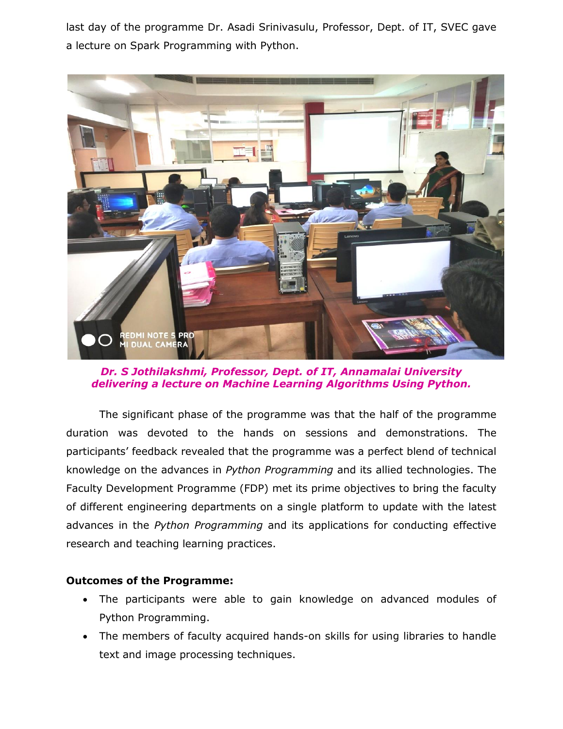last day of the programme Dr. Asadi Srinivasulu, Professor, Dept. of IT, SVEC gave a lecture on Spark Programming with Python.

***Dr. S Jothilakshmi, Professor, Dept. of IT, Annamalai University delivering a lecture on Machine Learning Algorithms Using Python.***

The significant phase of the programme was that the half of the programme duration was devoted to the hands on sessions and demonstrations. The participants' feedback revealed that the programme was a perfect blend of technical knowledge on the advances in *Python Programming* and its allied technologies. The Faculty Development Programme (FDP) met its prime objectives to bring the faculty of different engineering departments on a single platform to update with the latest advances in the *Python Programming* and its applications for conducting effective research and teaching learning practices.

**Outcomes of the Programme:**

- The participants were able to gain knowledge on advanced modules of Python Programming.
- The members of faculty acquired hands-on skills for using libraries to handle text and image processing techniques.